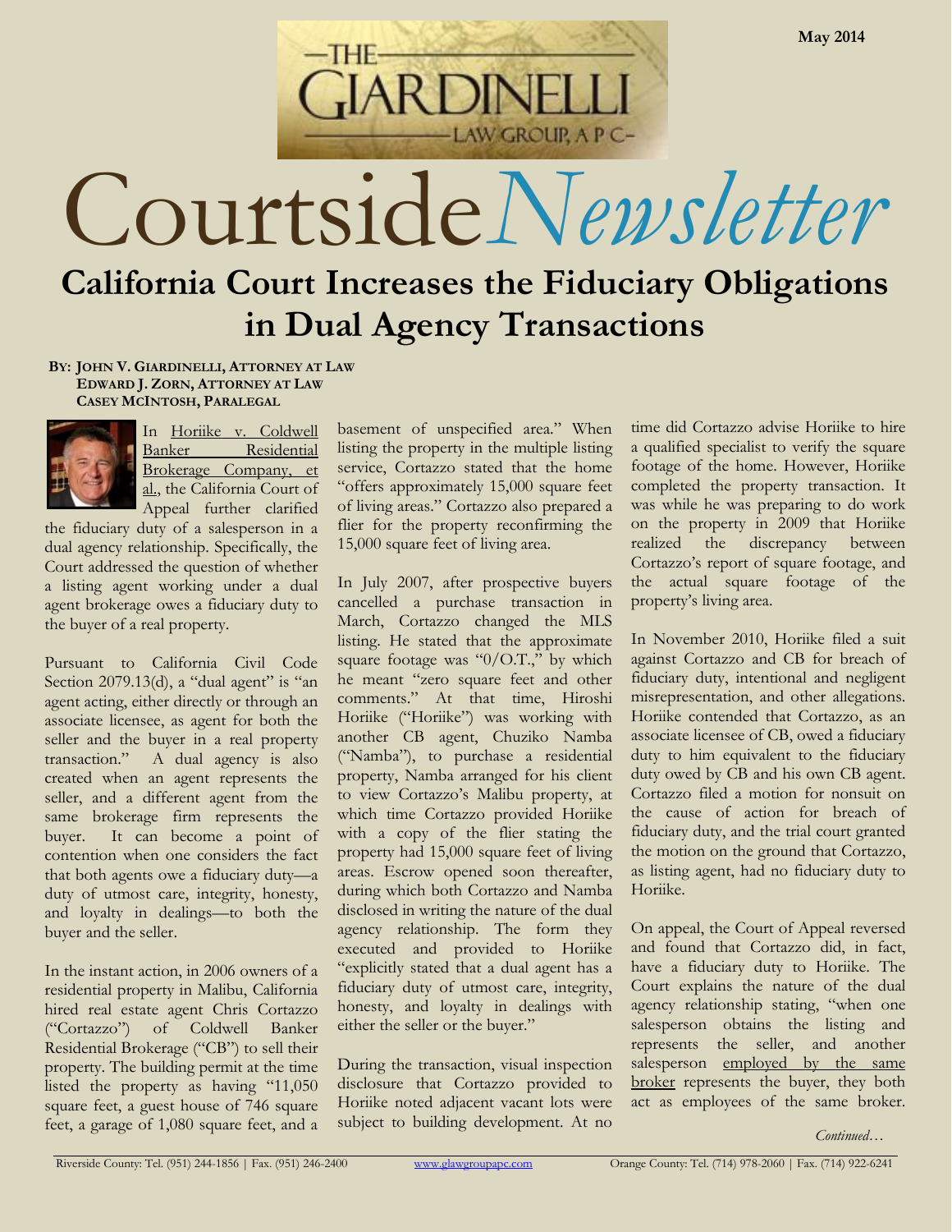May 2014

THE GIARDINELLI LAW GROUP, A P C

# Courtside *Newsletter*

## California Court Increases the Fiduciary Obligations in Dual Agency Transactions

**BY: JOHN V. GIARDINELLI, ATTORNEY AT LAW**
**EDWARD J. ZORN, ATTORNEY AT LAW**
**CASEY MCINTOSH, PARALEGAL**

In Horiike v. Coldwell Banker Residential Brokerage Company, et al., the California Court of Appeal further clarified the fiduciary duty of a salesperson in a dual agency relationship. Specifically, the Court addressed the question of whether a listing agent working under a dual agent brokerage owes a fiduciary duty to the buyer of a real property.

Pursuant to California Civil Code Section 2079.13(d), a "dual agent" is "an agent acting, either directly or through an associate licensee, as agent for both the seller and the buyer in a real property transaction." A dual agency is also created when an agent represents the seller, and a different agent from the same brokerage firm represents the buyer. It can become a point of contention when one considers the fact that both agents owe a fiduciary duty—a duty of utmost care, integrity, honesty, and loyalty in dealings—to both the buyer and the seller.

In the instant action, in 2006 owners of a residential property in Malibu, California hired real estate agent Chris Cortazzo ("Cortazzo") of Coldwell Banker Residential Brokerage ("CB") to sell their property. The building permit at the time listed the property as having "11,050 square feet, a guest house of 746 square feet, a garage of 1,080 square feet, and a basement of unspecified area." When listing the property in the multiple listing service, Cortazzo stated that the home "offers approximately 15,000 square feet of living areas." Cortazzo also prepared a flier for the property reconfirming the 15,000 square feet of living area.

In July 2007, after prospective buyers cancelled a purchase transaction in March, Cortazzo changed the MLS listing. He stated that the approximate square footage was "0/O.T.," by which he meant "zero square feet and other comments." At that time, Hiroshi Horiike ("Horiike") was working with another CB agent, Chuziko Namba ("Namba"), to purchase a residential property, Namba arranged for his client to view Cortazzo's Malibu property, at which time Cortazzo provided Horiike with a copy of the flier stating the property had 15,000 square feet of living areas. Escrow opened soon thereafter, during which both Cortazzo and Namba disclosed in writing the nature of the dual agency relationship. The form they executed and provided to Horiike "explicitly stated that a dual agent has a fiduciary duty of utmost care, integrity, honesty, and loyalty in dealings with either the seller or the buyer."

During the transaction, visual inspection disclosure that Cortazzo provided to Horiike noted adjacent vacant lots were subject to building development. At no time did Cortazzo advise Horiike to hire a qualified specialist to verify the square footage of the home. However, Horiike completed the property transaction. It was while he was preparing to do work on the property in 2009 that Horiike realized the discrepancy between Cortazzo's report of square footage, and the actual square footage of the property's living area.

In November 2010, Horiike filed a suit against Cortazzo and CB for breach of fiduciary duty, intentional and negligent misrepresentation, and other allegations. Horiike contended that Cortazzo, as an associate licensee of CB, owed a fiduciary duty to him equivalent to the fiduciary duty owed by CB and his own CB agent. Cortazzo filed a motion for nonsuit on the cause of action for breach of fiduciary duty, and the trial court granted the motion on the ground that Cortazzo, as listing agent, had no fiduciary duty to Horiike.

On appeal, the Court of Appeal reversed and found that Cortazzo did, in fact, have a fiduciary duty to Horiike. The Court explains the nature of the dual agency relationship stating, "when one salesperson obtains the listing and represents the seller, and another salesperson employed by the same broker represents the buyer, they both act as employees of the same broker.

*Continued…*

Riverside County: Tel. (951) 244-1856 | Fax. (951) 246-2400 www.glawgroupapc.com Orange County: Tel. (714) 978-2060 | Fax. (714) 922-6241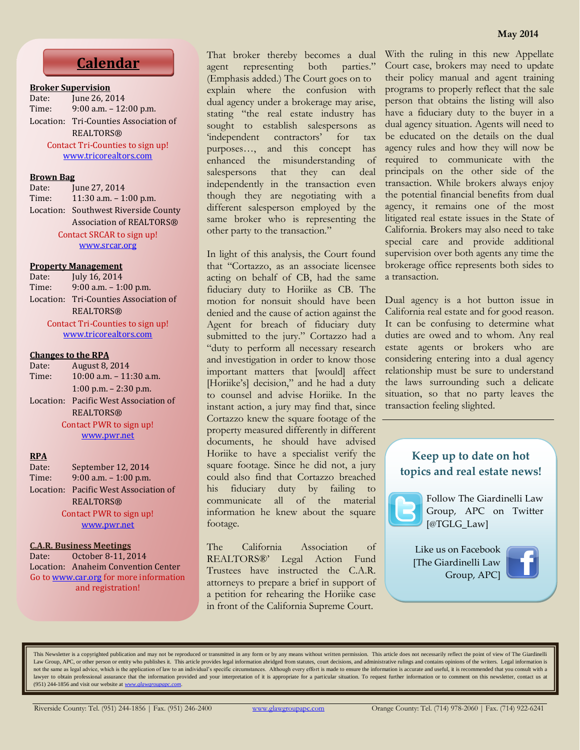## Calendar

**Broker Supervision**
Date: June 26, 2014
Time: 9:00 a.m. – 12:00 p.m.
Location: Tri-Counties Association of REALTORS®
Contact Tri-Counties to sign up!
www.tricorealtors.com

**Brown Bag**
Date: June 27, 2014
Time: 11:30 a.m. – 1:00 p.m.
Location: Southwest Riverside County Association of REALTORS®
Contact SRCAR to sign up!
www.srcar.org

**Property Management**
Date: July 16, 2014
Time: 9:00 a.m. – 1:00 p.m.
Location: Tri-Counties Association of REALTORS®
Contact Tri-Counties to sign up!
www.tricorealtors.com

**Changes to the RPA**
Date: August 8, 2014
Time: 10:00 a.m. – 11:30 a.m.
1:00 p.m. – 2:30 p.m.
Location: Pacific West Association of REALTORS®
Contact PWR to sign up!
www.pwr.net

**RPA**
Date: September 12, 2014
Time: 9:00 a.m. – 1:00 p.m.
Location: Pacific West Association of REALTORS®
Contact PWR to sign up!
www.pwr.net

**C.A.R. Business Meetings**
Date: October 8-11, 2014
Location: Anaheim Convention Center
Go to www.car.org for more information and registration!

That broker thereby becomes a dual agent representing both parties." (Emphasis added.) The Court goes on to explain where the confusion with dual agency under a brokerage may arise, stating "the real estate industry has sought to establish salespersons as 'independent contractors' for tax purposes…, and this concept has enhanced the misunderstanding of salespersons that they can deal independently in the transaction even though they are negotiating with a different salesperson employed by the same broker who is representing the other party to the transaction."

In light of this analysis, the Court found that "Cortazzo, as an associate licensee acting on behalf of CB, had the same fiduciary duty to Horiike as CB. The motion for nonsuit should have been denied and the cause of action against the Agent for breach of fiduciary duty submitted to the jury." Cortazzo had a "duty to perform all necessary research and investigation in order to know those important matters that [would] affect [Horiike's] decision," and he had a duty to counsel and advise Horiike. In the instant action, a jury may find that, since Cortazzo knew the square footage of the property measured differently in different documents, he should have advised Horiike to have a specialist verify the square footage. Since he did not, a jury could also find that Cortazzo breached his fiduciary duty by failing to communicate all of the material information he knew about the square footage.

The California Association of REALTORS®' Legal Action Fund Trustees have instructed the C.A.R. attorneys to prepare a brief in support of a petition for rehearing the Horiike case in front of the California Supreme Court.

With the ruling in this new Appellate Court case, brokers may need to update their policy manual and agent training programs to properly reflect that the sale person that obtains the listing will also have a fiduciary duty to the buyer in a dual agency situation. Agents will need to be educated on the details on the dual agency rules and how they will now be required to communicate with the principals on the other side of the transaction. While brokers always enjoy the potential financial benefits from dual agency, it remains one of the most litigated real estate issues in the State of California. Brokers may also need to take special care and provide additional supervision over both agents any time the brokerage office represents both sides to a transaction.

Dual agency is a hot button issue in California real estate and for good reason. It can be confusing to determine what duties are owed and to whom. Any real estate agents or brokers who are considering entering into a dual agency relationship must be sure to understand the laws surrounding such a delicate situation, so that no party leaves the transaction feeling slighted.

**Keep up to date on hot topics and real estate news!**

Follow The Giardinelli Law Group, APC on Twitter [@TGLG_Law]

Like us on Facebook [The Giardinelli Law Group, APC]

This Newsletter is a copyrighted publication and may not be reproduced or transmitted in any form or by any means without written permission. This article does not necessarily reflect the point of view of The Giardinelli Law Group, APC, or other person or entity who publishes it. This article provides legal information abridged from statutes, court decisions, and administrative rulings and contains opinions of the writers. Legal information is not the same as legal advice, which is the application of law to an individual's specific circumstances. Although every effort is made to ensure the information is accurate and useful, it is recommended that you consult with a lawyer to obtain professional assurance that the information provided and your interpretation of it is appropriate for a particular situation. To request further information or to comment on this newsletter, contact us at (951) 244-1856 and visit our website at www.glawgroupapc.com.

Riverside County: Tel. (951) 244-1856 | Fax. (951) 246-2400 www.glawgroupapc.com Orange County: Tel. (714) 978-2060 | Fax. (714) 922-6241